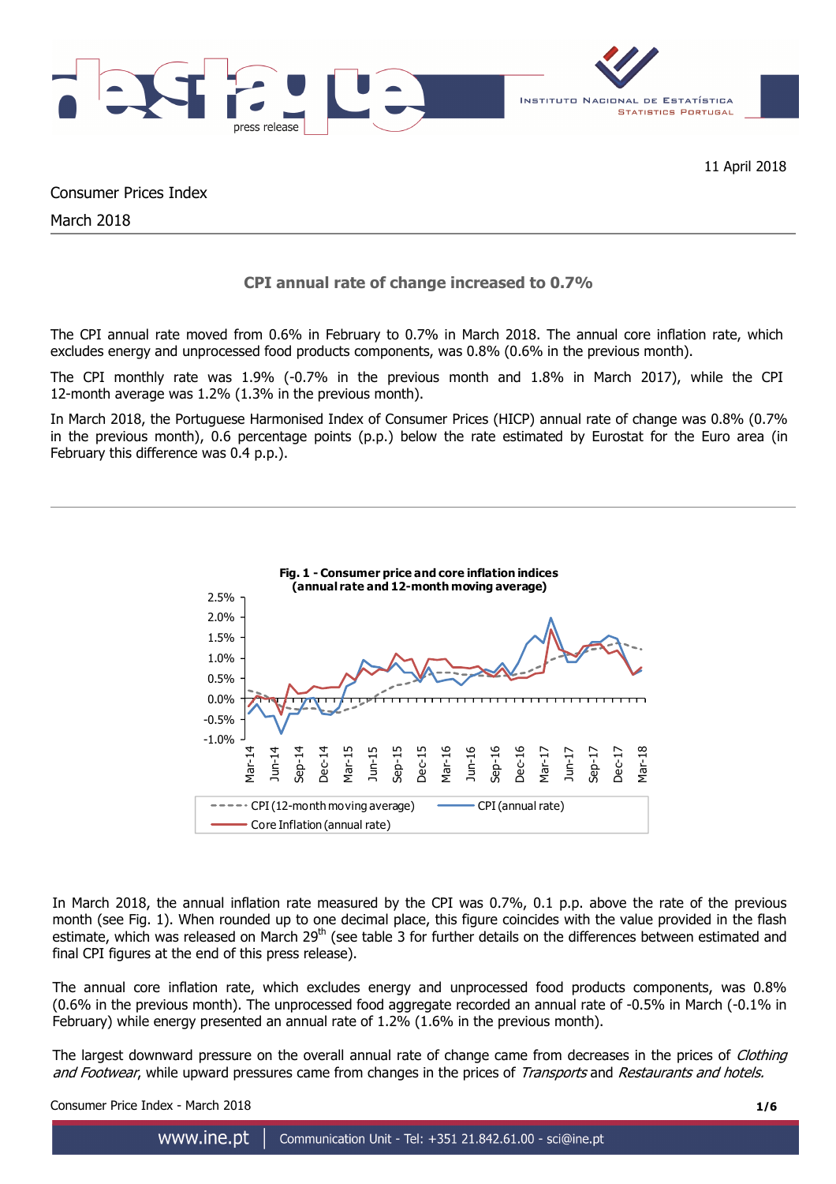11 April 2018

Consumer Prices Index

March 2018

## CPI annual rate of change increased to 0.7%

The CPI annual rate moved from 0.6% in February to 0.7% in March 2018. The annual core inflation rate, which excludes energy and unprocessed food products components, was 0.8% (0.6% in the previous month).

The CPI monthly rate was 1.9% (-0.7% in the previous month and 1.8% in March 2017), while the CPI 12-month average was 1.2% (1.3% in the previous month).

In March 2018, the Portuguese Harmonised Index of Consumer Prices (HICP) annual rate of change was 0.8% (0.7% in the previous month), 0.6 percentage points (p.p.) below the rate estimated by Eurostat for the Euro area (in February this difference was 0.4 p.p.).

**Fig. 1 - Consumer price and core inflation indices (annual rate and 12-month moving average)**

In March 2018, the annual inflation rate measured by the CPI was 0.7%, 0.1 p.p. above the rate of the previous month (see Fig. 1). When rounded up to one decimal place, this figure coincides with the value provided in the flash estimate, which was released on March 29th (see table 3 for further details on the differences between estimated and final CPI figures at the end of this press release).

The annual core inflation rate, which excludes energy and unprocessed food products components, was 0.8% (0.6% in the previous month). The unprocessed food aggregate recorded an annual rate of -0.5% in March (-0.1% in February) while energy presented an annual rate of 1.2% (1.6% in the previous month).

The largest downward pressure on the overall annual rate of change came from decreases in the prices of *Clothing and Footwear*, while upward pressures came from changes in the prices of *Transports* and *Restaurants and hotels.*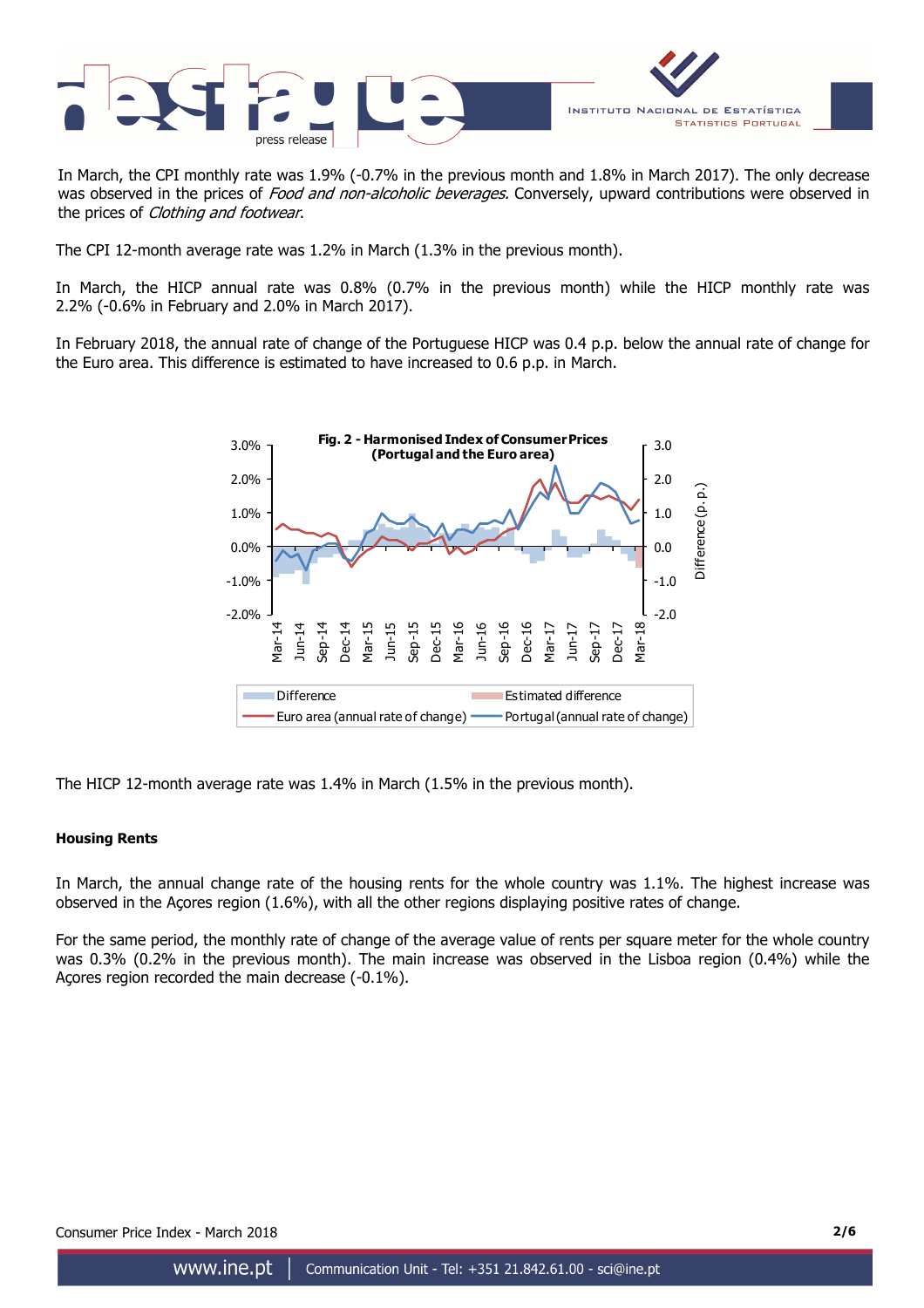In March, the CPI monthly rate was 1.9% (-0.7% in the previous month and 1.8% in March 2017). The only decrease was observed in the prices of *Food and non-alcoholic beverages.* Conversely, upward contributions were observed in the prices of *Clothing and footwear.*

The CPI 12-month average rate was 1.2% in March (1.3% in the previous month).

In March, the HICP annual rate was 0.8% (0.7% in the previous month) while the HICP monthly rate was 2.2% (-0.6% in February and 2.0% in March 2017).

In February 2018, the annual rate of change of the Portuguese HICP was 0.4 p.p. below the annual rate of change for the Euro area. This difference is estimated to have increased to 0.6 p.p. in March.

**Fig. 2 - Harmonised Index of Consumer Prices (Portugal and the Euro area)**

The HICP 12-month average rate was 1.4% in March (1.5% in the previous month).

**Housing Rents**

In March, the annual change rate of the housing rents for the whole country was 1.1%. The highest increase was observed in the Açores region (1.6%), with all the other regions displaying positive rates of change.

For the same period, the monthly rate of change of the average value of rents per square meter for the whole country was 0.3% (0.2% in the previous month). The main increase was observed in the Lisboa region (0.4%) while the Açores region recorded the main decrease (-0.1%).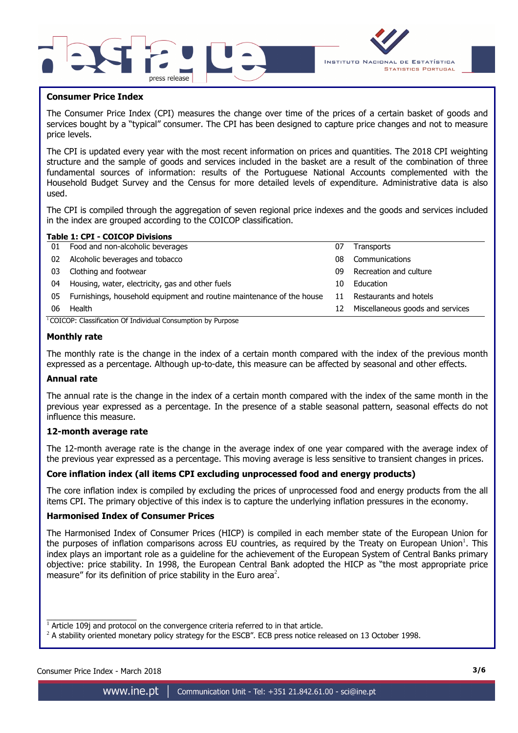## Consumer Price Index

The Consumer Price Index (CPI) measures the change over time of the prices of a certain basket of goods and services bought by a "typical" consumer. The CPI has been designed to capture price changes and not to measure price levels.

The CPI is updated every year with the most recent information on prices and quantities. The 2018 CPI weighting structure and the sample of goods and services included in the basket are a result of the combination of three fundamental sources of information: results of the Portuguese National Accounts complemented with the Household Budget Survey and the Census for more detailed levels of expenditure. Administrative data is also used.

The CPI is compiled through the aggregation of seven regional price indexes and the goods and services included in the index are grouped according to the COICOP classification.

**Table 1: CPI - COICOP Divisions**

| | | | |
|---|---|---|---|
| 01 | Food and non-alcoholic beverages | 07 | Transports |
| 02 | Alcoholic beverages and tobacco | 08 | Communications |
| 03 | Clothing and footwear | 09 | Recreation and culture |
| 04 | Housing, water, electricity, gas and other fuels | 10 | Education |
| 05 | Furnishings, household equipment and routine maintenance of the house | 11 | Restaurants and hotels |
| 06 | Health | 12 | Miscellaneous goods and services |

[1] COICOP: Classification Of Individual Consumption by Purpose

### Monthly rate

The monthly rate is the change in the index of a certain month compared with the index of the previous month expressed as a percentage. Although up-to-date, this measure can be affected by seasonal and other effects.

### Annual rate

The annual rate is the change in the index of a certain month compared with the index of the same month in the previous year expressed as a percentage. In the presence of a stable seasonal pattern, seasonal effects do not influence this measure.

### 12-month average rate

The 12-month average rate is the change in the average index of one year compared with the average index of the previous year expressed as a percentage. This moving average is less sensitive to transient changes in prices.

### Core inflation index (all items CPI excluding unprocessed food and energy products)

The core inflation index is compiled by excluding the prices of unprocessed food and energy products from the all items CPI. The primary objective of this index is to capture the underlying inflation pressures in the economy.

### Harmonised Index of Consumer Prices

The Harmonised Index of Consumer Prices (HICP) is compiled in each member state of the European Union for the purposes of inflation comparisons across EU countries, as required by the Treaty on European Union[1]. This index plays an important role as a guideline for the achievement of the European System of Central Banks primary objective: price stability. In 1998, the European Central Bank adopted the HICP as "the most appropriate price measure" for its definition of price stability in the Euro area[2].

[1] Article 109j and protocol on the convergence criteria referred to in that article.

[2] A stability oriented monetary policy strategy for the ESCB". ECB press notice released on 13 October 1998.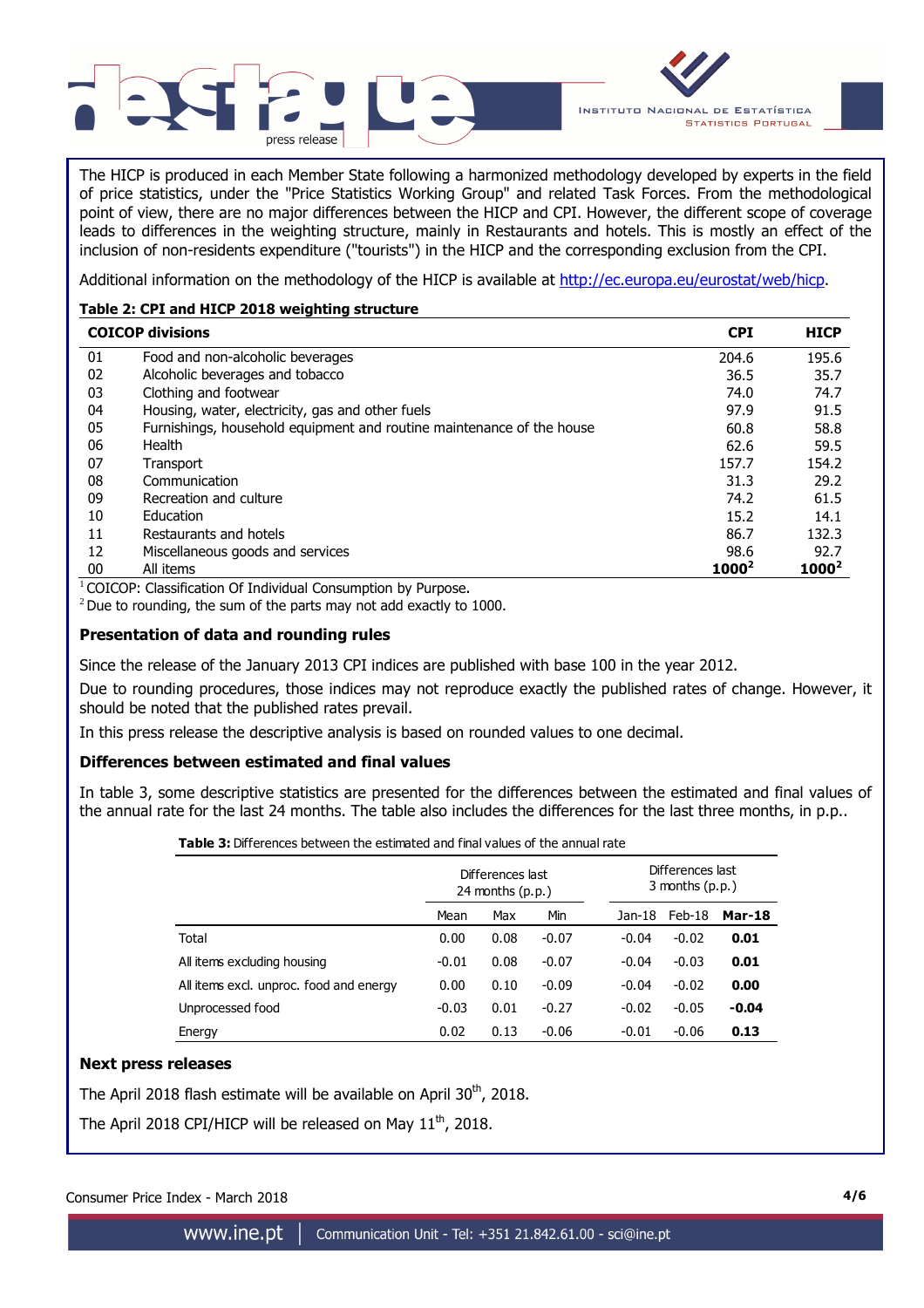The HICP is produced in each Member State following a harmonized methodology developed by experts in the field of price statistics, under the "Price Statistics Working Group" and related Task Forces. From the methodological point of view, there are no major differences between the HICP and CPI. However, the different scope of coverage leads to differences in the weighting structure, mainly in Restaurants and hotels. This is mostly an effect of the inclusion of non-residents expenditure ("tourists") in the HICP and the corresponding exclusion from the CPI.

Additional information on the methodology of the HICP is available at http://ec.europa.eu/eurostat/web/hicp.

**Table 2: CPI and HICP 2018 weighting structure**

| COICOP divisions | | CPI | HICP |
|---|---|---|---|
| 01 | Food and non-alcoholic beverages | 204.6 | 195.6 |
| 02 | Alcoholic beverages and tobacco | 36.5 | 35.7 |
| 03 | Clothing and footwear | 74.0 | 74.7 |
| 04 | Housing, water, electricity, gas and other fuels | 97.9 | 91.5 |
| 05 | Furnishings, household equipment and routine maintenance of the house | 60.8 | 58.8 |
| 06 | Health | 62.6 | 59.5 |
| 07 | Transport | 157.7 | 154.2 |
| 08 | Communication | 31.3 | 29.2 |
| 09 | Recreation and culture | 74.2 | 61.5 |
| 10 | Education | 15.2 | 14.1 |
| 11 | Restaurants and hotels | 86.7 | 132.3 |
| 12 | Miscellaneous goods and services | 98.6 | 92.7 |
| 00 | All items | **1000**[2] | **1000**[2] |

[1] COICOP: Classification Of Individual Consumption by Purpose.

[2] Due to rounding, the sum of the parts may not add exactly to 1000.

### Presentation of data and rounding rules

Since the release of the January 2013 CPI indices are published with base 100 in the year 2012.

Due to rounding procedures, those indices may not reproduce exactly the published rates of change. However, it should be noted that the published rates prevail.

In this press release the descriptive analysis is based on rounded values to one decimal.

### Differences between estimated and final values

In table 3, some descriptive statistics are presented for the differences between the estimated and final values of the annual rate for the last 24 months. The table also includes the differences for the last three months, in p.p..

**Table 3:** Differences between the estimated and final values of the annual rate

| | Differences last 24 months (p.p.) | | | Differences last 3 months (p.p.) | | |
|---|---|---|---|---|---|---|
| | Mean | Max | Min | Jan-18 | Feb-18 | **Mar-18** |
| Total | 0.00 | 0.08 | -0.07 | -0.04 | -0.02 | **0.01** |
| All items excluding housing | -0.01 | 0.08 | -0.07 | -0.04 | -0.03 | **0.01** |
| All items excl. unproc. food and energy | 0.00 | 0.10 | -0.09 | -0.04 | -0.02 | **0.00** |
| Unprocessed food | -0.03 | 0.01 | -0.27 | -0.02 | -0.05 | **-0.04** |
| Energy | 0.02 | 0.13 | -0.06 | -0.01 | -0.06 | **0.13** |

### Next press releases

The April 2018 flash estimate will be available on April 30th, 2018.

The April 2018 CPI/HICP will be released on May 11th, 2018.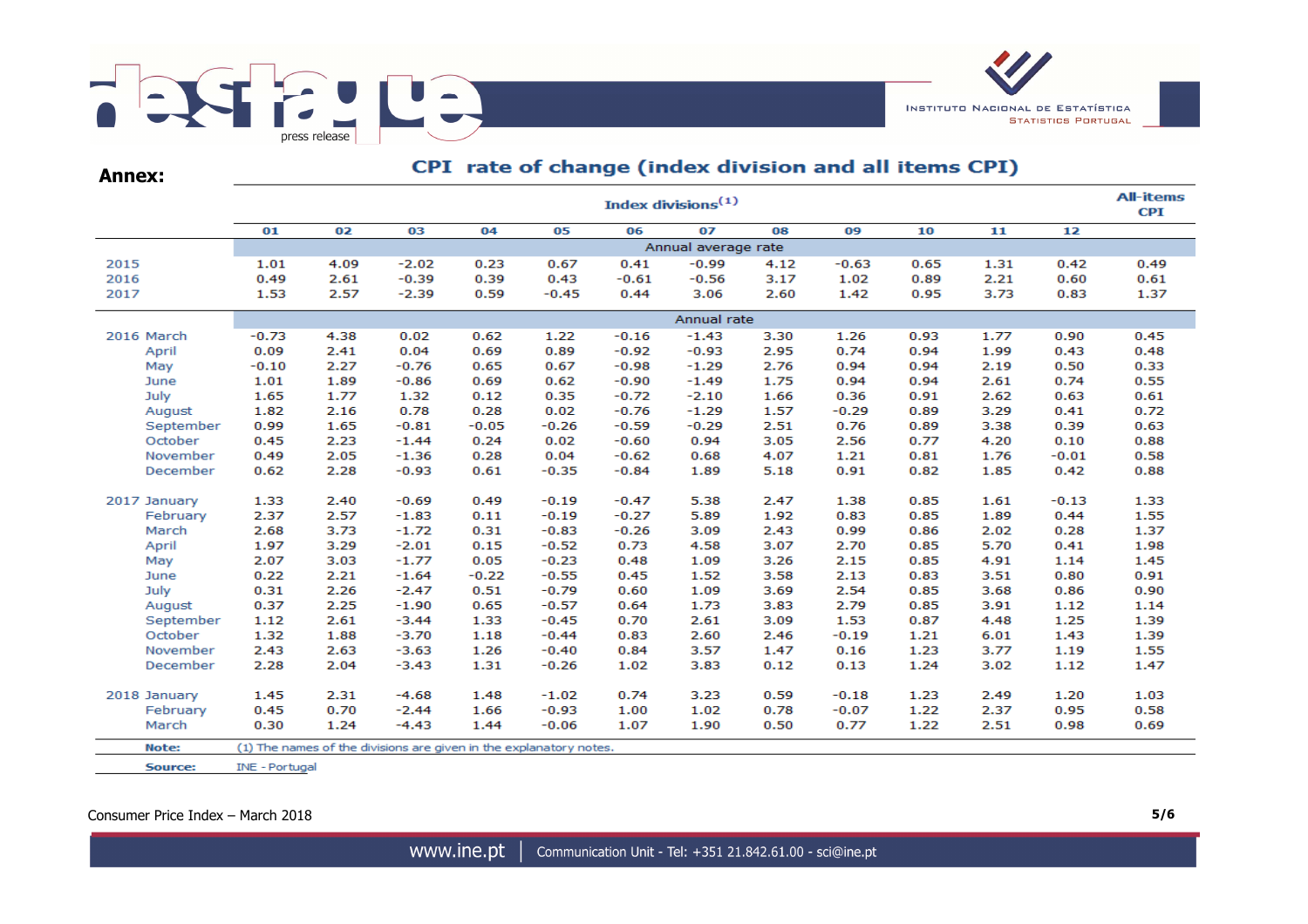**Annex:**

## CPI rate of change (index division and all items CPI)

| | Index divisions[1] | | | | | | | | | | | | All-items CPI |
|---|---|---|---|---|---|---|---|---|---|---|---|---|---|
| | 01 | 02 | 03 | 04 | 05 | 06 | 07 | 08 | 09 | 10 | 11 | 12 | |
| | Annual average rate | | | | | | | | | | | | |
| 2015 | 1.01 | 4.09 | -2.02 | 0.23 | 0.67 | 0.41 | -0.99 | 4.12 | -0.63 | 0.65 | 1.31 | 0.42 | 0.49 |
| 2016 | 0.49 | 2.61 | -0.39 | 0.39 | 0.43 | -0.61 | -0.56 | 3.17 | 1.02 | 0.89 | 2.21 | 0.60 | 0.61 |
| 2017 | 1.53 | 2.57 | -2.39 | 0.59 | -0.45 | 0.44 | 3.06 | 2.60 | 1.42 | 0.95 | 3.73 | 0.83 | 1.37 |
| | Annual rate | | | | | | | | | | | | |
| 2016 March | -0.73 | 4.38 | 0.02 | 0.62 | 1.22 | -0.16 | -1.43 | 3.30 | 1.26 | 0.93 | 1.77 | 0.90 | 0.45 |
| April | 0.09 | 2.41 | 0.04 | 0.69 | 0.89 | -0.92 | -0.93 | 2.95 | 0.74 | 0.94 | 1.99 | 0.43 | 0.48 |
| May | -0.10 | 2.27 | -0.76 | 0.65 | 0.67 | -0.98 | -1.29 | 2.76 | 0.94 | 0.94 | 2.19 | 0.50 | 0.33 |
| June | 1.01 | 1.89 | -0.86 | 0.69 | 0.62 | -0.90 | -1.49 | 1.75 | 0.94 | 0.94 | 2.61 | 0.74 | 0.55 |
| July | 1.65 | 1.77 | 1.32 | 0.12 | 0.35 | -0.72 | -2.10 | 1.66 | 0.36 | 0.91 | 2.62 | 0.63 | 0.61 |
| August | 1.82 | 2.16 | 0.78 | 0.28 | 0.02 | -0.76 | -1.29 | 1.57 | -0.29 | 0.89 | 3.29 | 0.41 | 0.72 |
| September | 0.99 | 1.65 | -0.81 | -0.05 | -0.26 | -0.59 | -0.29 | 2.51 | 0.76 | 0.89 | 3.38 | 0.39 | 0.63 |
| October | 0.45 | 2.23 | -1.44 | 0.24 | 0.02 | -0.60 | 0.94 | 3.05 | 2.56 | 0.77 | 4.20 | 0.10 | 0.88 |
| November | 0.49 | 2.05 | -1.36 | 0.28 | 0.04 | -0.62 | 0.68 | 4.07 | 1.21 | 0.81 | 1.76 | -0.01 | 0.58 |
| December | 0.62 | 2.28 | -0.93 | 0.61 | -0.35 | -0.84 | 1.89 | 5.18 | 0.91 | 0.82 | 1.85 | 0.42 | 0.88 |
| 2017 January | 1.33 | 2.40 | -0.69 | 0.49 | -0.19 | -0.47 | 5.38 | 2.47 | 1.38 | 0.85 | 1.61 | -0.13 | 1.33 |
| February | 2.37 | 2.57 | -1.83 | 0.11 | -0.19 | -0.27 | 5.89 | 1.92 | 0.83 | 0.85 | 1.89 | 0.44 | 1.55 |
| March | 2.68 | 3.73 | -1.72 | 0.31 | -0.83 | -0.26 | 3.09 | 2.43 | 0.99 | 0.86 | 2.02 | 0.28 | 1.37 |
| April | 1.97 | 3.29 | -2.01 | 0.15 | -0.52 | 0.73 | 4.58 | 3.07 | 2.70 | 0.85 | 5.70 | 0.41 | 1.98 |
| May | 2.07 | 3.03 | -1.77 | 0.05 | -0.23 | 0.48 | 1.09 | 3.26 | 2.15 | 0.85 | 4.91 | 1.14 | 1.45 |
| June | 0.22 | 2.21 | -1.64 | -0.22 | -0.55 | 0.45 | 1.52 | 3.58 | 2.13 | 0.83 | 3.51 | 0.80 | 0.91 |
| July | 0.31 | 2.26 | -2.47 | 0.51 | -0.79 | 0.60 | 1.09 | 3.69 | 2.54 | 0.85 | 3.68 | 0.86 | 0.90 |
| August | 0.37 | 2.25 | -1.90 | 0.65 | -0.57 | 0.64 | 1.73 | 3.83 | 2.79 | 0.85 | 3.91 | 1.12 | 1.14 |
| September | 1.12 | 2.61 | -3.44 | 1.33 | -0.45 | 0.70 | 2.61 | 3.09 | 1.53 | 0.87 | 4.48 | 1.25 | 1.39 |
| October | 1.32 | 1.88 | -3.70 | 1.18 | -0.44 | 0.83 | 2.60 | 2.46 | -0.19 | 1.21 | 6.01 | 1.43 | 1.39 |
| November | 2.43 | 2.63 | -3.63 | 1.26 | -0.40 | 0.84 | 3.57 | 1.47 | 0.16 | 1.23 | 3.77 | 1.19 | 1.55 |
| December | 2.28 | 2.04 | -3.43 | 1.31 | -0.26 | 1.02 | 3.83 | 0.12 | 0.13 | 1.24 | 3.02 | 1.12 | 1.47 |
| 2018 January | 1.45 | 2.31 | -4.68 | 1.48 | -1.02 | 0.74 | 3.23 | 0.59 | -0.18 | 1.23 | 2.49 | 1.20 | 1.03 |
| February | 0.45 | 0.70 | -2.44 | 1.66 | -0.93 | 1.00 | 1.02 | 0.78 | -0.07 | 1.22 | 2.37 | 0.95 | 0.58 |
| March | 0.30 | 1.24 | -4.43 | 1.44 | -0.06 | 1.07 | 1.90 | 0.50 | 0.77 | 1.22 | 2.51 | 0.98 | 0.69 |

**Note:** (1) The names of the divisions are given in the explanatory notes.

**Source:** INE - Portugal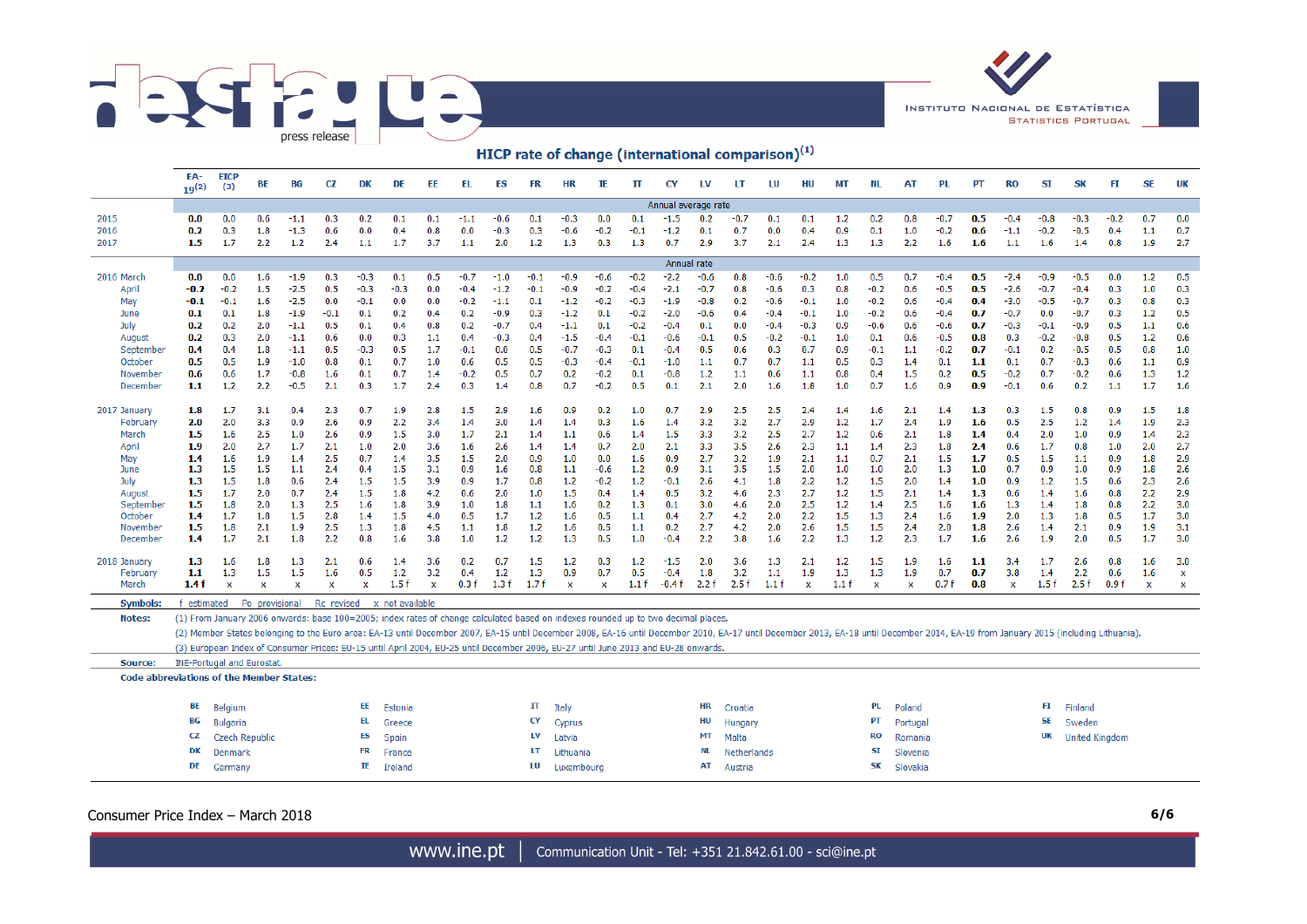## HICP rate of change (international comparison)[1]

| | EA-19[2] | EICP (3) | BE | BG | CZ | DK | DE | EE | EL | ES | FR | HR | IE | IT | CY | LV | LT | LU | HU | MT | NL | AT | PL | PT | RO | SI | SK | FI | SE | UK |
|---|---|---|---|---|---|---|---|---|---|---|---|---|---|---|---|---|---|---|---|---|---|---|---|---|---|---|---|---|---|---|
| | Annual average rate | | | | | | | | | | | | | | | | | | | | | | | | | | | | | |
| 2015 | **0.0** | 0.0 | 0.6 | -1.1 | 0.3 | 0.2 | 0.1 | 0.1 | -1.1 | -0.6 | 0.1 | -0.3 | 0.0 | 0.1 | -1.5 | 0.2 | -0.7 | 0.1 | 0.1 | 1.2 | 0.2 | 0.8 | -0.7 | **0.5** | -0.4 | -0.8 | -0.3 | -0.2 | 0.7 | 0.0 |
| 2016 | **0.2** | 0.3 | 1.8 | -1.3 | 0.6 | 0.0 | 0.4 | 0.8 | 0.0 | -0.3 | 0.3 | -0.6 | -0.2 | -0.1 | -1.2 | 0.1 | 0.7 | 0.0 | 0.4 | 0.9 | 0.1 | 1.0 | -0.2 | **0.6** | -1.1 | -0.2 | -0.5 | 0.4 | 1.1 | 0.7 |
| 2017 | **1.5** | 1.7 | 2.2 | 1.2 | 2.4 | 1.1 | 1.7 | 3.7 | 1.1 | 2.0 | 1.2 | 1.3 | 0.3 | 1.3 | 0.7 | 2.9 | 3.7 | 2.1 | 2.4 | 1.3 | 1.3 | 2.2 | 1.6 | **1.6** | 1.1 | 1.6 | 1.4 | 0.8 | 1.9 | 2.7 |
| | Annual rate | | | | | | | | | | | | | | | | | | | | | | | | | | | | | |
| 2016 March | **0.0** | 0.0 | 1.6 | -1.9 | 0.3 | -0.3 | 0.1 | 0.5 | -0.7 | -1.0 | -0.1 | -0.9 | -0.6 | -0.2 | -2.2 | -0.6 | 0.8 | -0.6 | -0.2 | 1.0 | 0.5 | 0.7 | -0.4 | **0.5** | -2.4 | -0.9 | -0.5 | 0.0 | 1.2 | 0.5 |
| April | **-0.2** | -0.2 | 1.5 | -2.5 | 0.5 | -0.3 | -0.3 | 0.0 | -0.4 | -1.2 | -0.1 | -0.9 | -0.2 | -0.4 | -2.1 | -0.7 | 0.8 | -0.6 | 0.3 | 0.8 | -0.2 | 0.6 | -0.5 | **0.5** | -2.6 | -0.7 | -0.4 | 0.3 | 1.0 | 0.3 |
| May | **-0.1** | -0.1 | 1.6 | -2.5 | 0.0 | -0.1 | 0.0 | 0.0 | -0.2 | -1.1 | 0.1 | -1.2 | -0.2 | -0.3 | -1.9 | -0.8 | 0.2 | -0.6 | -0.1 | 1.0 | -0.2 | 0.6 | -0.4 | **0.4** | -3.0 | -0.5 | -0.7 | 0.3 | 0.8 | 0.3 |
| June | **0.1** | 0.1 | 1.8 | -1.9 | -0.1 | 0.1 | 0.2 | 0.4 | 0.2 | -0.9 | 0.3 | -1.2 | 0.1 | -0.2 | -2.0 | -0.6 | 0.4 | -0.4 | -0.1 | 1.0 | -0.2 | 0.6 | -0.4 | **0.7** | -0.7 | 0.0 | -0.7 | 0.3 | 1.2 | 0.5 |
| July | **0.2** | 0.2 | 2.0 | -1.1 | 0.5 | 0.1 | 0.4 | 0.8 | 0.2 | -0.7 | 0.4 | -1.1 | 0.1 | -0.2 | -0.4 | 0.1 | 0.0 | -0.4 | -0.3 | 0.9 | -0.6 | 0.6 | -0.6 | **0.7** | -0.3 | -0.1 | -0.9 | 0.5 | 1.1 | 0.6 |
| August | **0.2** | 0.3 | 2.0 | -1.1 | 0.6 | 0.0 | 0.3 | 1.1 | 0.4 | -0.3 | 0.4 | -1.5 | -0.4 | -0.1 | -0.6 | -0.1 | 0.5 | -0.2 | -0.1 | 1.0 | 0.1 | 0.6 | -0.5 | **0.8** | 0.3 | -0.2 | -0.8 | 0.5 | 1.2 | 0.6 |
| September | **0.4** | 0.4 | 1.8 | -1.1 | 0.5 | -0.3 | 0.5 | 1.7 | -0.1 | 0.0 | 0.5 | -0.7 | -0.3 | 0.1 | -0.4 | 0.5 | 0.6 | 0.3 | 0.7 | 0.9 | -0.1 | 1.1 | -0.2 | **0.7** | -0.1 | 0.2 | -0.5 | 0.5 | 0.8 | 1.0 |
| October | **0.5** | 0.5 | 1.9 | -1.0 | 0.8 | 0.1 | 0.7 | 1.0 | 0.6 | 0.5 | 0.5 | -0.3 | -0.4 | -0.1 | -1.0 | 1.1 | 0.7 | 0.7 | 1.1 | 0.5 | 0.3 | 1.4 | 0.1 | **1.1** | 0.1 | 0.7 | -0.3 | 0.6 | 1.1 | 0.9 |
| November | **0.6** | 0.6 | 1.7 | -0.8 | 1.6 | 0.1 | 0.7 | 1.4 | -0.2 | 0.5 | 0.7 | 0.2 | -0.2 | 0.1 | -0.8 | 1.2 | 1.1 | 0.6 | 1.1 | 0.8 | 0.4 | 1.5 | 0.2 | **0.5** | -0.2 | 0.7 | -0.2 | 0.6 | 1.3 | 1.2 |
| December | **1.1** | 1.2 | 2.2 | -0.5 | 2.1 | 0.3 | 1.7 | 2.4 | 0.3 | 1.4 | 0.8 | 0.7 | -0.2 | 0.5 | 0.1 | 2.1 | 2.0 | 1.6 | 1.8 | 1.0 | 0.7 | 1.6 | 0.9 | **0.9** | -0.1 | 0.6 | 0.2 | 1.1 | 1.7 | 1.6 |
| 2017 January | **1.8** | 1.7 | 3.1 | 0.4 | 2.3 | 0.7 | 1.9 | 2.8 | 1.5 | 2.9 | 1.6 | 0.9 | 0.2 | 1.0 | 0.7 | 2.9 | 2.5 | 2.5 | 2.4 | 1.4 | 1.6 | 2.1 | 1.4 | **1.3** | 0.3 | 1.5 | 0.8 | 0.9 | 1.5 | 1.8 |
| February | **2.0** | 2.0 | 3.3 | 0.9 | 2.6 | 0.9 | 2.2 | 3.4 | 1.4 | 3.0 | 1.4 | 1.4 | 0.3 | 1.6 | 1.4 | 3.2 | 3.2 | 2.7 | 2.9 | 1.2 | 1.7 | 2.4 | 1.9 | **1.6** | 0.5 | 2.5 | 1.2 | 1.4 | 1.9 | 2.3 |
| March | **1.5** | 1.6 | 2.5 | 1.0 | 2.6 | 0.9 | 1.5 | 3.0 | 1.7 | 2.1 | 1.4 | 1.1 | 0.6 | 1.4 | 1.5 | 3.3 | 3.2 | 2.5 | 2.7 | 1.2 | 0.6 | 2.1 | 1.8 | **1.4** | 0.4 | 2.0 | 1.0 | 0.9 | 1.4 | 2.3 |
| April | **1.9** | 2.0 | 2.7 | 1.7 | 2.1 | 1.0 | 2.0 | 3.6 | 1.6 | 2.6 | 1.4 | 1.4 | 0.7 | 2.0 | 2.1 | 3.3 | 3.5 | 2.6 | 2.3 | 1.1 | 1.4 | 2.3 | 1.8 | **2.4** | 0.6 | 1.7 | 0.8 | 1.0 | 2.0 | 2.7 |
| May | **1.4** | 1.6 | 1.9 | 1.4 | 2.5 | 0.7 | 1.4 | 3.5 | 1.5 | 2.0 | 0.9 | 1.0 | 0.0 | 1.6 | 0.9 | 2.7 | 3.2 | 1.9 | 2.1 | 1.1 | 0.7 | 2.1 | 1.5 | **1.7** | 0.5 | 1.5 | 1.1 | 0.9 | 1.8 | 2.9 |
| June | **1.3** | 1.5 | 1.5 | 1.1 | 2.4 | 0.4 | 1.5 | 3.1 | 0.9 | 1.6 | 0.8 | 1.1 | -0.6 | 1.2 | 0.9 | 3.1 | 3.5 | 1.5 | 2.0 | 1.0 | 1.0 | 2.0 | 1.3 | **1.0** | 0.7 | 0.9 | 1.0 | 0.9 | 1.8 | 2.6 |
| July | **1.3** | 1.5 | 1.8 | 0.6 | 2.4 | 1.5 | 1.5 | 3.9 | 0.9 | 1.7 | 0.8 | 1.2 | -0.2 | 1.2 | -0.1 | 2.6 | 4.1 | 1.8 | 2.2 | 1.2 | 1.5 | 2.0 | 1.4 | **1.0** | 0.9 | 1.2 | 1.5 | 0.6 | 2.3 | 2.6 |
| August | **1.5** | 1.7 | 2.0 | 0.7 | 2.4 | 1.5 | 1.8 | 4.2 | 0.6 | 2.0 | 1.0 | 1.5 | 0.4 | 1.4 | 0.5 | 3.2 | 4.6 | 2.3 | 2.7 | 1.2 | 1.5 | 2.1 | 1.4 | **1.3** | 0.6 | 1.4 | 1.6 | 0.8 | 2.2 | 2.9 |
| September | **1.5** | 1.8 | 2.0 | 1.3 | 2.5 | 1.6 | 1.8 | 3.9 | 1.0 | 1.8 | 1.1 | 1.6 | 0.2 | 1.3 | 0.1 | 3.0 | 4.6 | 2.0 | 2.5 | 1.2 | 1.4 | 2.5 | 1.6 | **1.6** | 1.3 | 1.4 | 1.8 | 0.8 | 2.2 | 3.0 |
| October | **1.4** | 1.7 | 1.8 | 1.5 | 2.8 | 1.4 | 1.5 | 4.0 | 0.5 | 1.7 | 1.2 | 1.6 | 0.5 | 1.1 | 0.4 | 2.7 | 4.2 | 2.0 | 2.2 | 1.5 | 1.3 | 2.4 | 1.6 | **1.9** | 2.0 | 1.3 | 1.8 | 0.5 | 1.7 | 3.0 |
| November | **1.5** | 1.8 | 2.1 | 1.9 | 2.5 | 1.3 | 1.8 | 4.5 | 1.1 | 1.8 | 1.2 | 1.6 | 0.5 | 1.1 | 0.2 | 2.7 | 4.2 | 2.0 | 2.6 | 1.5 | 1.5 | 2.4 | 2.0 | **1.8** | 2.6 | 1.4 | 2.1 | 0.9 | 1.9 | 3.1 |
| December | **1.4** | 1.7 | 2.1 | 1.8 | 2.2 | 0.8 | 1.6 | 3.8 | 1.0 | 1.2 | 1.2 | 1.3 | 0.5 | 1.0 | -0.4 | 2.2 | 3.8 | 1.6 | 2.2 | 1.3 | 1.2 | 2.3 | 1.7 | **1.6** | 2.6 | 1.9 | 2.0 | 0.5 | 1.7 | 3.0 |
| 2018 January | **1.3** | 1.6 | 1.8 | 1.3 | 2.1 | 0.6 | 1.4 | 3.6 | 0.2 | 0.7 | 1.5 | 1.2 | 0.3 | 1.2 | -1.5 | 2.0 | 3.6 | 1.3 | 2.1 | 1.2 | 1.5 | 1.9 | 1.6 | **1.1** | 3.4 | 1.7 | 2.6 | 0.8 | 1.6 | 3.0 |
| February | **1.1** | 1.3 | 1.5 | 1.5 | 1.6 | 0.5 | 1.2 | 3.2 | 0.4 | 1.2 | 1.3 | 0.9 | 0.7 | 0.5 | -0.4 | 1.8 | 3.2 | 1.1 | 1.9 | 1.3 | 1.3 | 1.9 | 0.7 | **0.7** | 3.8 | 1.4 | 2.2 | 0.6 | 1.6 | x |
| March | **1.4 f** | x | x | x | x | x | 1.5 f | x | 0.3 f | 1.3 f | 1.7 f | x | x | 1.1 f | -0.4 f | 2.2 f | 2.5 f | 1.1 f | x | 1.1 f | x | x | 0.7 f | **0.8** | x | 1.5 f | 2.5 f | 0.9 f | x | x |

**Symbols:** f estimated Po provisional Rc revised x not available

**Notes:**
(1) From January 2006 onwards: base 100=2005; index rates of change calculated based on indexes rounded up to two decimal places.
(2) Member States belonging to the Euro area: EA-13 until December 2007, EA-15 until December 2008, EA-16 until December 2010, EA-17 until December 2013, EA-18 until December 2014, EA-19 from January 2015 (including Lithuania).
(3) European Index of Consumer Prices: EU-15 until April 2004, EU-25 until December 2006, EU-27 until June 2013 and EU-28 onwards.

**Source:** INE-Portugal and Eurostat.

**Code abbreviations of the Member States:**

| | | | | | | | | | | | |
|---|---|---|---|---|---|---|---|---|---|---|---|
| BE | Belgium | EE | Estonia | IT | Italy | HR | Croatia | PL | Poland | FI | Finland |
| BG | Bulgaria | EL | Greece | CY | Cyprus | HU | Hungary | PT | Portugal | SE | Sweden |
| CZ | Czech Republic | ES | Spain | LV | Latvia | MT | Malta | RO | Romania | UK | United Kingdom |
| DK | Denmark | FR | France | LT | Lithuania | NL | Netherlands | SI | Slovenia | | |
| DE | Germany | IE | Ireland | LU | Luxembourg | AT | Austria | SK | Slovakia | | |